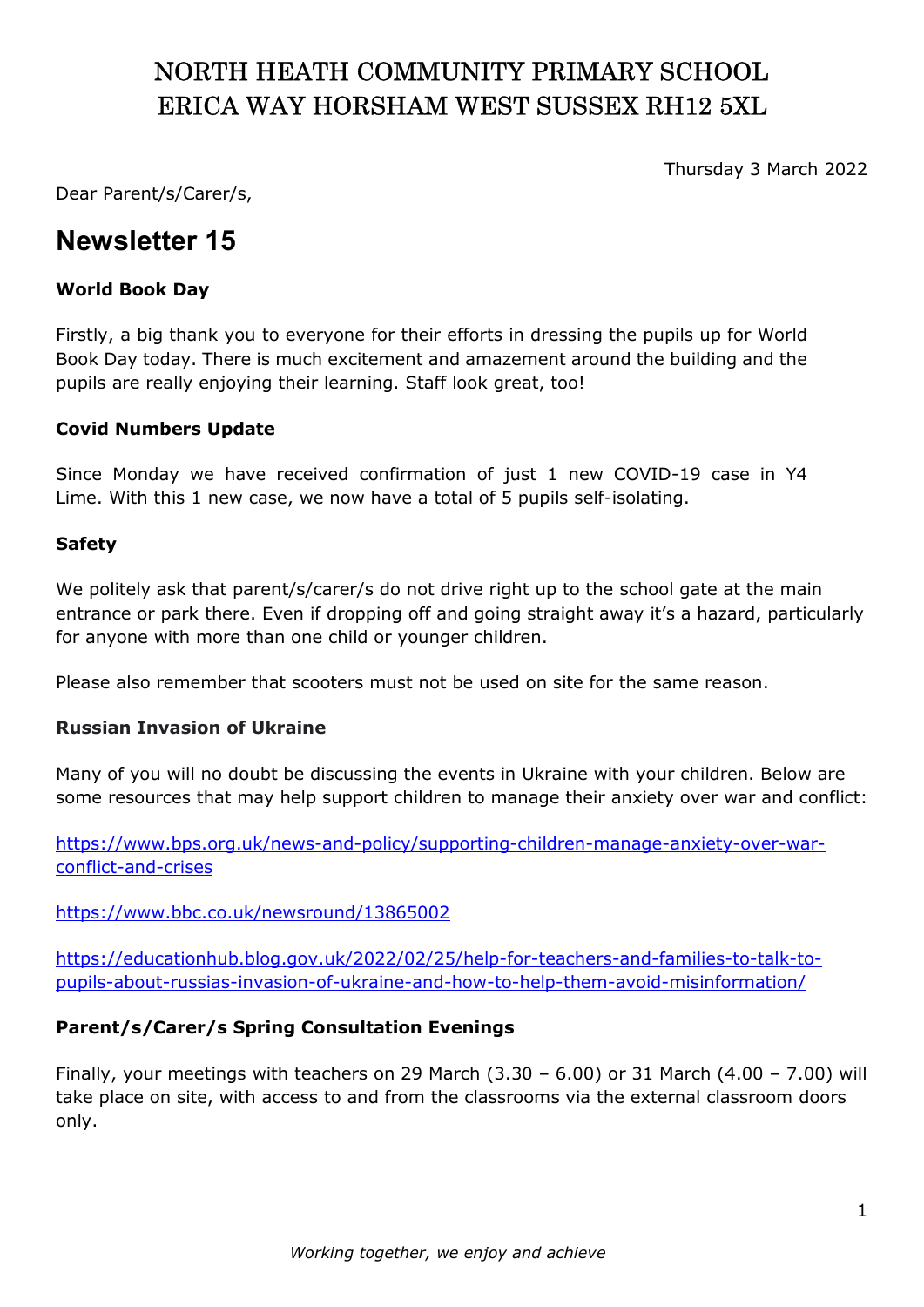# NORTH HEATH COMMUNITY PRIMARY SCHOOL
# ERICA WAY HORSHAM WEST SUSSEX RH12 5XL

Thursday 3 March 2022

Dear Parent/s/Carer/s,

## Newsletter 15

**World Book Day**

Firstly, a big thank you to everyone for their efforts in dressing the pupils up for World Book Day today. There is much excitement and amazement around the building and the pupils are really enjoying their learning. Staff look great, too!

**Covid Numbers Update**

Since Monday we have received confirmation of just 1 new COVID-19 case in Y4 Lime. With this 1 new case, we now have a total of 5 pupils self-isolating.

**Safety**

We politely ask that parent/s/carer/s do not drive right up to the school gate at the main entrance or park there. Even if dropping off and going straight away it's a hazard, particularly for anyone with more than one child or younger children.

Please also remember that scooters must not be used on site for the same reason.

**Russian Invasion of Ukraine**

Many of you will no doubt be discussing the events in Ukraine with your children. Below are some resources that may help support children to manage their anxiety over war and conflict:

https://www.bps.org.uk/news-and-policy/supporting-children-manage-anxiety-over-war-conflict-and-crises

https://www.bbc.co.uk/newsround/13865002

https://educationhub.blog.gov.uk/2022/02/25/help-for-teachers-and-families-to-talk-to-pupils-about-russias-invasion-of-ukraine-and-how-to-help-them-avoid-misinformation/

**Parent/s/Carer/s Spring Consultation Evenings**

Finally, your meetings with teachers on 29 March (3.30 – 6.00) or 31 March (4.00 – 7.00) will take place on site, with access to and from the classrooms via the external classroom doors only.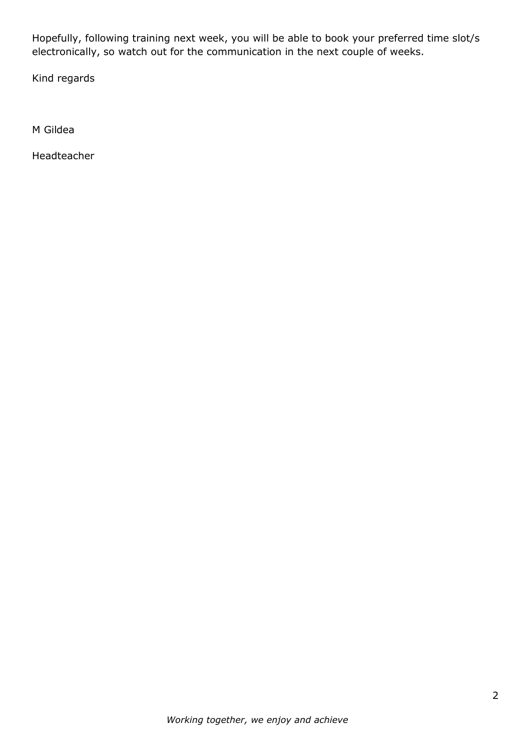Hopefully, following training next week, you will be able to book your preferred time slot/s electronically, so watch out for the communication in the next couple of weeks.

Kind regards

M Gildea

Headteacher